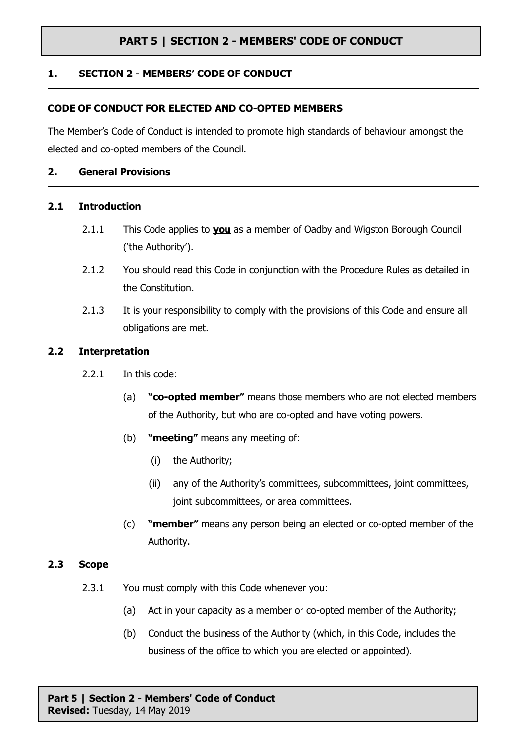# PART 5 | SECTION 2 - MEMBERS' CODE OF CONDUCT

## 1. SECTION 2 - MEMBERS' CODE OF CONDUCT

### CODE OF CONDUCT FOR ELECTED AND CO-OPTED MEMBERS

The Member's Code of Conduct is intended to promote high standards of behaviour amongst the elected and co-opted members of the Council.

## 2. General Provisions

### 2.1 Introduction

2.1.1 This Code applies to **<u>you</u>** as a member of Oadby and Wigston Borough Council ('the Authority').

2.1.2 You should read this Code in conjunction with the Procedure Rules as detailed in the Constitution.

2.1.3 It is your responsibility to comply with the provisions of this Code and ensure all obligations are met.

### 2.2 Interpretation

2.2.1 In this code:

(a) **"co-opted member"** means those members who are not elected members of the Authority, but who are co-opted and have voting powers.

(b) **"meeting"** means any meeting of:

(i) the Authority;

(ii) any of the Authority's committees, subcommittees, joint committees, joint subcommittees, or area committees.

(c) **"member"** means any person being an elected or co-opted member of the Authority.

### 2.3 Scope

2.3.1 You must comply with this Code whenever you:

(a) Act in your capacity as a member or co-opted member of the Authority;

(b) Conduct the business of the Authority (which, in this Code, includes the business of the office to which you are elected or appointed).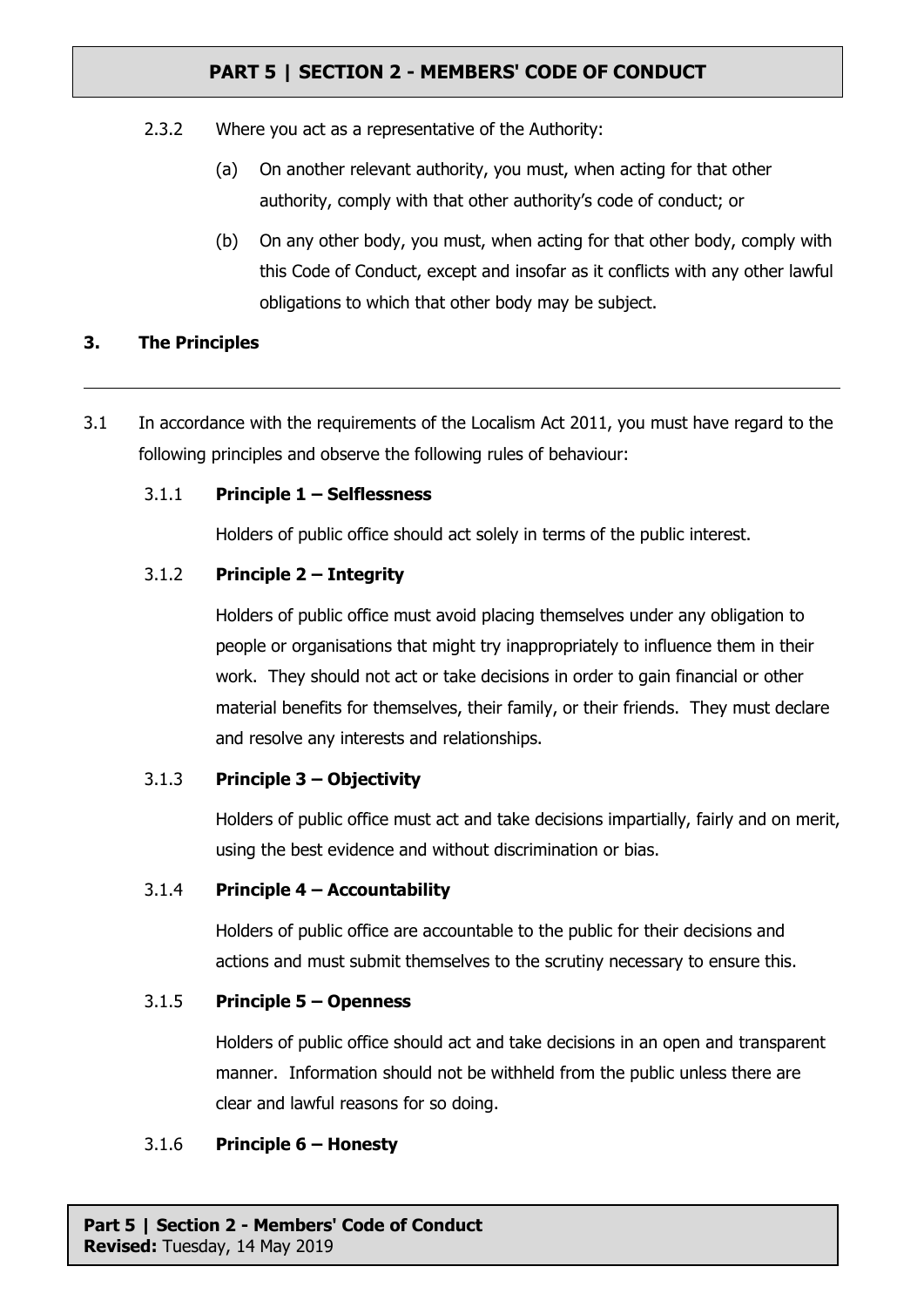2.3.2 Where you act as a representative of the Authority:

(a) On another relevant authority, you must, when acting for that other authority, comply with that other authority's code of conduct; or

(b) On any other body, you must, when acting for that other body, comply with this Code of Conduct, except and insofar as it conflicts with any other lawful obligations to which that other body may be subject.

## 3. The Principles

3.1 In accordance with the requirements of the Localism Act 2011, you must have regard to the following principles and observe the following rules of behaviour:

### 3.1.1 Principle 1 – Selflessness

Holders of public office should act solely in terms of the public interest.

### 3.1.2 Principle 2 – Integrity

Holders of public office must avoid placing themselves under any obligation to people or organisations that might try inappropriately to influence them in their work. They should not act or take decisions in order to gain financial or other material benefits for themselves, their family, or their friends. They must declare and resolve any interests and relationships.

### 3.1.3 Principle 3 – Objectivity

Holders of public office must act and take decisions impartially, fairly and on merit, using the best evidence and without discrimination or bias.

### 3.1.4 Principle 4 – Accountability

Holders of public office are accountable to the public for their decisions and actions and must submit themselves to the scrutiny necessary to ensure this.

### 3.1.5 Principle 5 – Openness

Holders of public office should act and take decisions in an open and transparent manner. Information should not be withheld from the public unless there are clear and lawful reasons for so doing.

### 3.1.6 Principle 6 – Honesty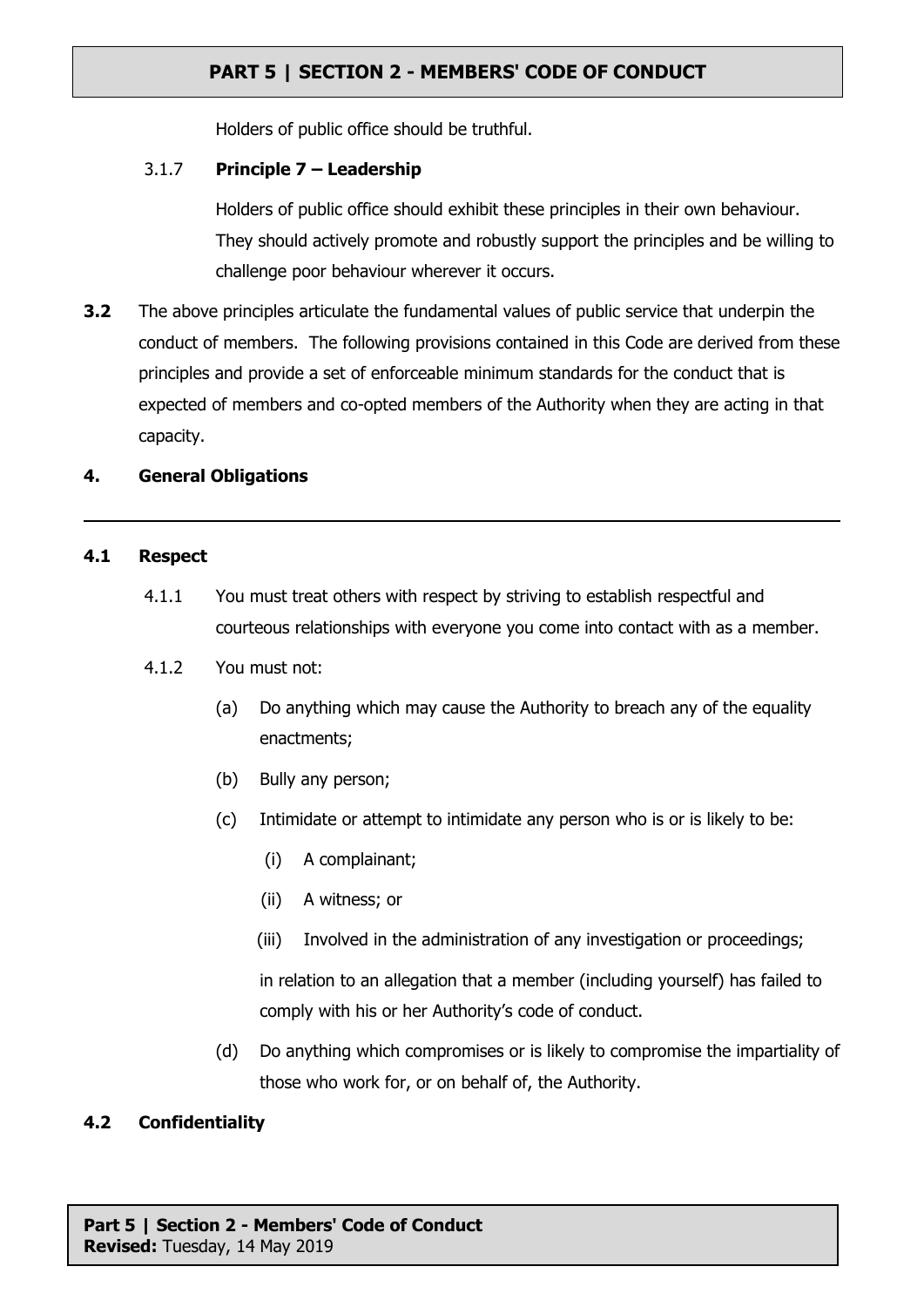Holders of public office should be truthful.

3.1.7 **Principle 7 – Leadership**

Holders of public office should exhibit these principles in their own behaviour. They should actively promote and robustly support the principles and be willing to challenge poor behaviour wherever it occurs.

**3.2** The above principles articulate the fundamental values of public service that underpin the conduct of members. The following provisions contained in this Code are derived from these principles and provide a set of enforceable minimum standards for the conduct that is expected of members and co-opted members of the Authority when they are acting in that capacity.

## 4. General Obligations

### 4.1 Respect

4.1.1 You must treat others with respect by striving to establish respectful and courteous relationships with everyone you come into contact with as a member.

4.1.2 You must not:

(a) Do anything which may cause the Authority to breach any of the equality enactments;

(b) Bully any person;

(c) Intimidate or attempt to intimidate any person who is or is likely to be:

(i) A complainant;

(ii) A witness; or

(iii) Involved in the administration of any investigation or proceedings;

in relation to an allegation that a member (including yourself) has failed to comply with his or her Authority's code of conduct.

(d) Do anything which compromises or is likely to compromise the impartiality of those who work for, or on behalf of, the Authority.

### 4.2 Confidentiality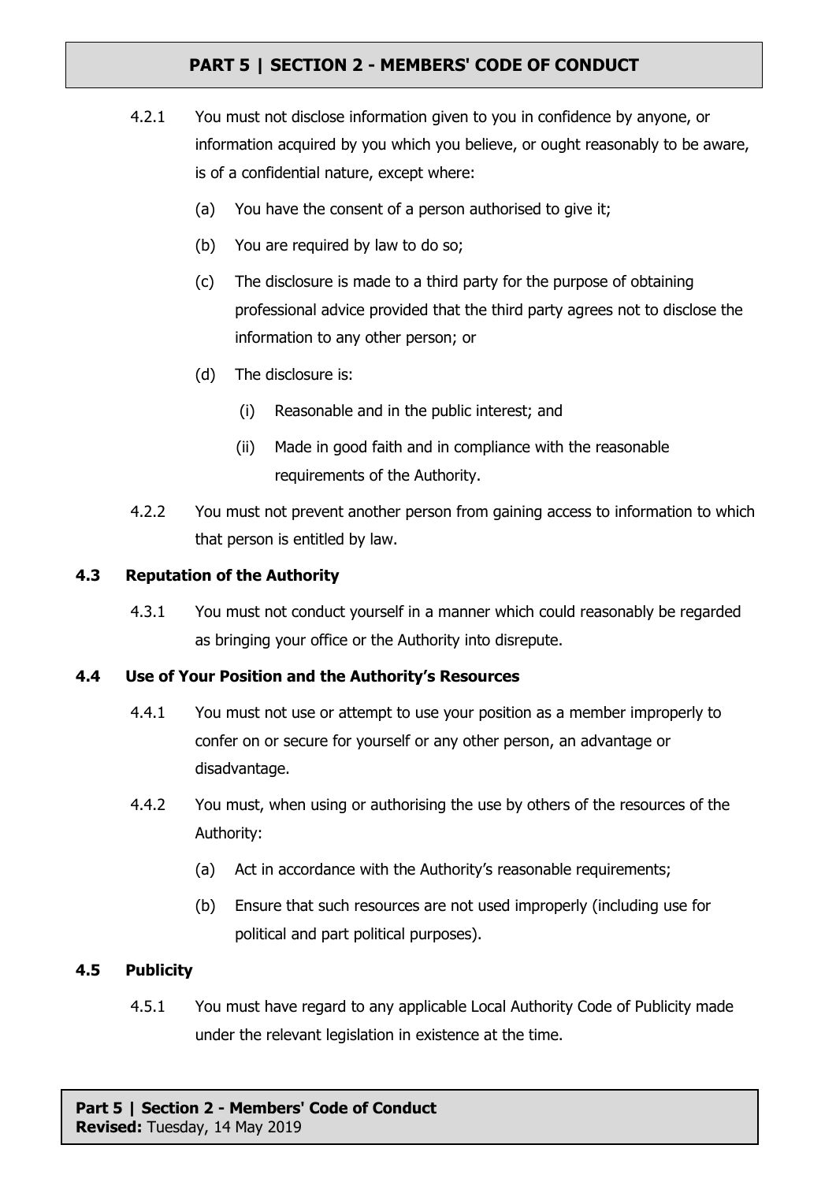4.2.1 You must not disclose information given to you in confidence by anyone, or information acquired by you which you believe, or ought reasonably to be aware, is of a confidential nature, except where:

(a) You have the consent of a person authorised to give it;

(b) You are required by law to do so;

(c) The disclosure is made to a third party for the purpose of obtaining professional advice provided that the third party agrees not to disclose the information to any other person; or

(d) The disclosure is:

(i) Reasonable and in the public interest; and

(ii) Made in good faith and in compliance with the reasonable requirements of the Authority.

4.2.2 You must not prevent another person from gaining access to information to which that person is entitled by law.

### 4.3 Reputation of the Authority

4.3.1 You must not conduct yourself in a manner which could reasonably be regarded as bringing your office or the Authority into disrepute.

### 4.4 Use of Your Position and the Authority's Resources

4.4.1 You must not use or attempt to use your position as a member improperly to confer on or secure for yourself or any other person, an advantage or disadvantage.

4.4.2 You must, when using or authorising the use by others of the resources of the Authority:

(a) Act in accordance with the Authority's reasonable requirements;

(b) Ensure that such resources are not used improperly (including use for political and part political purposes).

### 4.5 Publicity

4.5.1 You must have regard to any applicable Local Authority Code of Publicity made under the relevant legislation in existence at the time.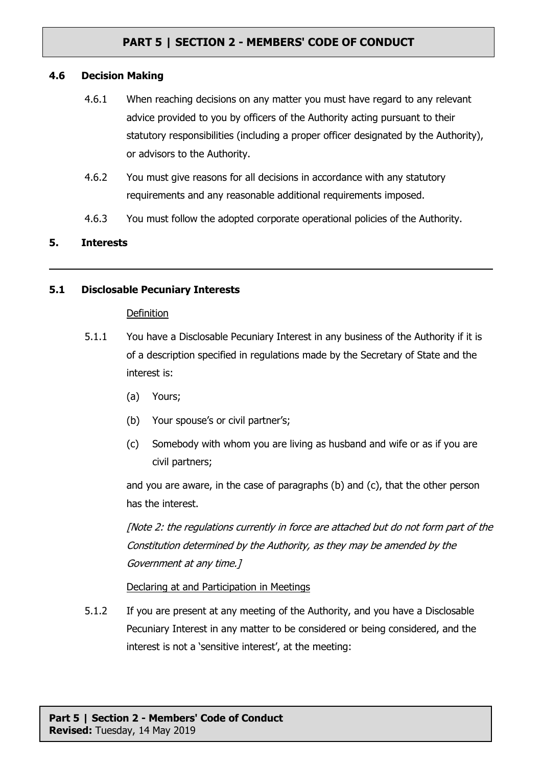### 4.6 Decision Making

4.6.1 When reaching decisions on any matter you must have regard to any relevant advice provided to you by officers of the Authority acting pursuant to their statutory responsibilities (including a proper officer designated by the Authority), or advisors to the Authority.

4.6.2 You must give reasons for all decisions in accordance with any statutory requirements and any reasonable additional requirements imposed.

4.6.3 You must follow the adopted corporate operational policies of the Authority.

## 5. Interests

---

### 5.1 Disclosable Pecuniary Interests

Definition

5.1.1 You have a Disclosable Pecuniary Interest in any business of the Authority if it is of a description specified in regulations made by the Secretary of State and the interest is:

(a) Yours;

(b) Your spouse's or civil partner's;

(c) Somebody with whom you are living as husband and wife or as if you are civil partners;

and you are aware, in the case of paragraphs (b) and (c), that the other person has the interest.

*[Note 2: the regulations currently in force are attached but do not form part of the Constitution determined by the Authority, as they may be amended by the Government at any time.]*

Declaring at and Participation in Meetings

5.1.2 If you are present at any meeting of the Authority, and you have a Disclosable Pecuniary Interest in any matter to be considered or being considered, and the interest is not a 'sensitive interest', at the meeting: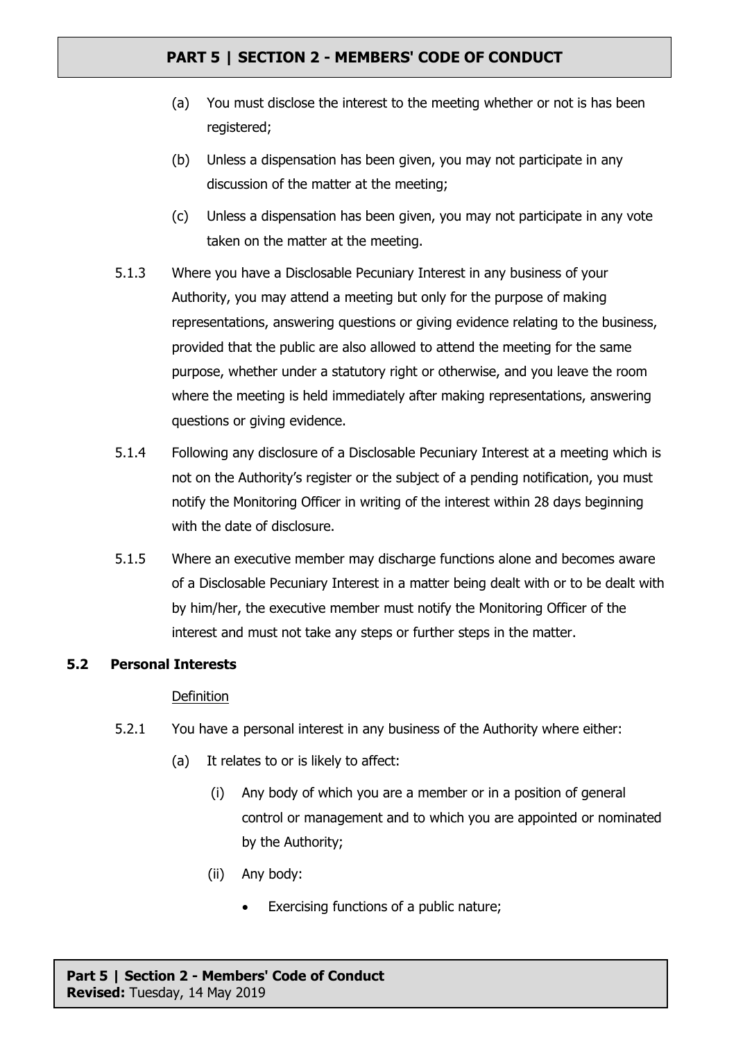(a) You must disclose the interest to the meeting whether or not is has been registered;

(b) Unless a dispensation has been given, you may not participate in any discussion of the matter at the meeting;

(c) Unless a dispensation has been given, you may not participate in any vote taken on the matter at the meeting.

5.1.3 Where you have a Disclosable Pecuniary Interest in any business of your Authority, you may attend a meeting but only for the purpose of making representations, answering questions or giving evidence relating to the business, provided that the public are also allowed to attend the meeting for the same purpose, whether under a statutory right or otherwise, and you leave the room where the meeting is held immediately after making representations, answering questions or giving evidence.

5.1.4 Following any disclosure of a Disclosable Pecuniary Interest at a meeting which is not on the Authority's register or the subject of a pending notification, you must notify the Monitoring Officer in writing of the interest within 28 days beginning with the date of disclosure.

5.1.5 Where an executive member may discharge functions alone and becomes aware of a Disclosable Pecuniary Interest in a matter being dealt with or to be dealt with by him/her, the executive member must notify the Monitoring Officer of the interest and must not take any steps or further steps in the matter.

### 5.2 Personal Interests

Definition

5.2.1 You have a personal interest in any business of the Authority where either:

(a) It relates to or is likely to affect:

(i) Any body of which you are a member or in a position of general control or management and to which you are appointed or nominated by the Authority;

(ii) Any body:

- Exercising functions of a public nature;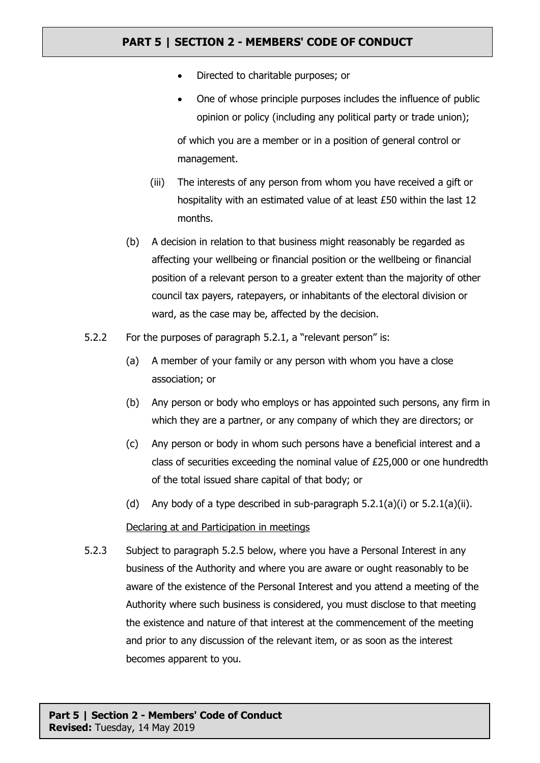- Directed to charitable purposes; or
- One of whose principle purposes includes the influence of public opinion or policy (including any political party or trade union);

of which you are a member or in a position of general control or management.

(iii) The interests of any person from whom you have received a gift or hospitality with an estimated value of at least £50 within the last 12 months.

(b) A decision in relation to that business might reasonably be regarded as affecting your wellbeing or financial position or the wellbeing or financial position of a relevant person to a greater extent than the majority of other council tax payers, ratepayers, or inhabitants of the electoral division or ward, as the case may be, affected by the decision.

5.2.2 For the purposes of paragraph 5.2.1, a "relevant person" is:

(a) A member of your family or any person with whom you have a close association; or

(b) Any person or body who employs or has appointed such persons, any firm in which they are a partner, or any company of which they are directors; or

(c) Any person or body in whom such persons have a beneficial interest and a class of securities exceeding the nominal value of £25,000 or one hundredth of the total issued share capital of that body; or

(d) Any body of a type described in sub-paragraph 5.2.1(a)(i) or 5.2.1(a)(ii).

Declaring at and Participation in meetings

5.2.3 Subject to paragraph 5.2.5 below, where you have a Personal Interest in any business of the Authority and where you are aware or ought reasonably to be aware of the existence of the Personal Interest and you attend a meeting of the Authority where such business is considered, you must disclose to that meeting the existence and nature of that interest at the commencement of the meeting and prior to any discussion of the relevant item, or as soon as the interest becomes apparent to you.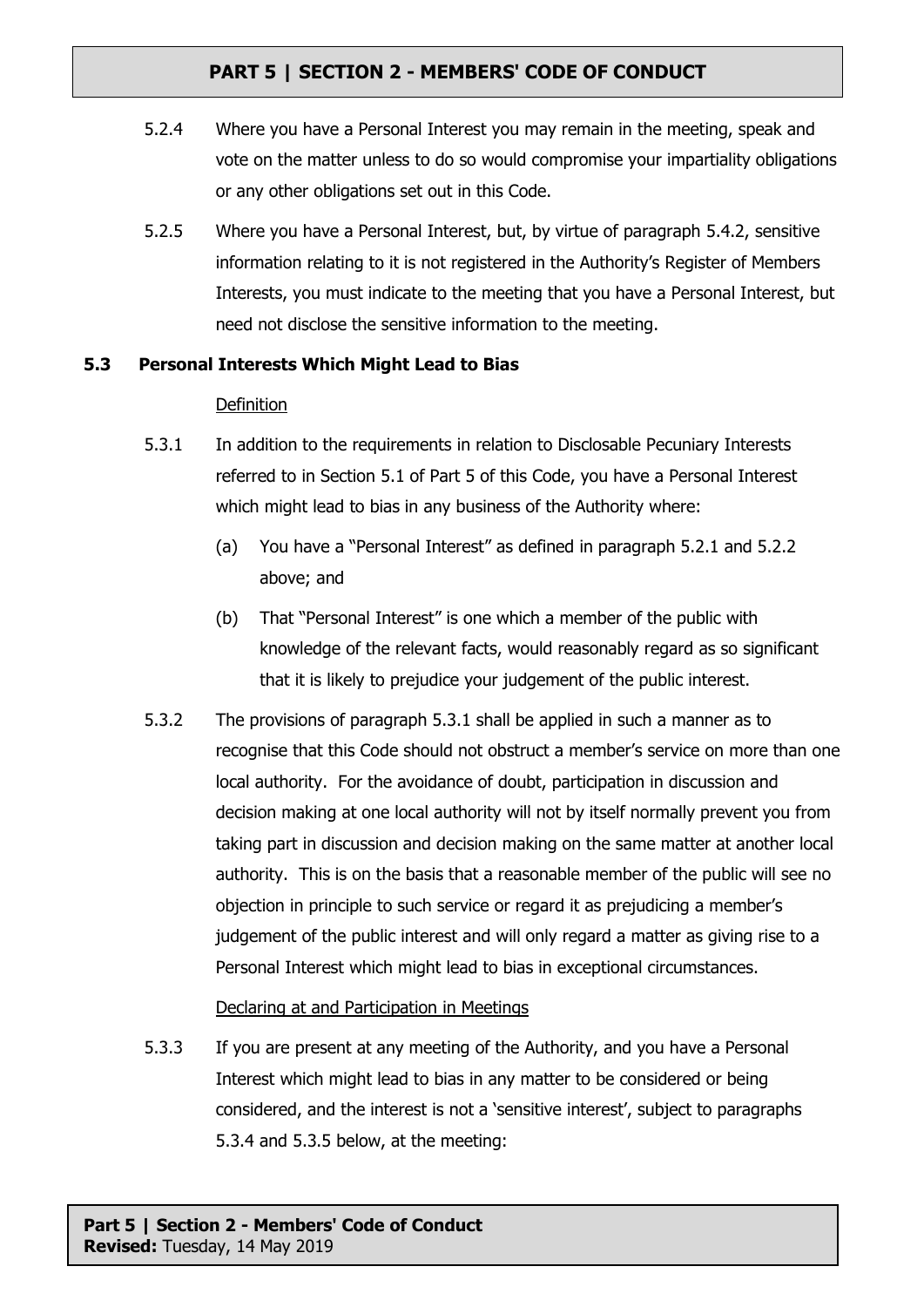5.2.4 Where you have a Personal Interest you may remain in the meeting, speak and vote on the matter unless to do so would compromise your impartiality obligations or any other obligations set out in this Code.

5.2.5 Where you have a Personal Interest, but, by virtue of paragraph 5.4.2, sensitive information relating to it is not registered in the Authority's Register of Members Interests, you must indicate to the meeting that you have a Personal Interest, but need not disclose the sensitive information to the meeting.

## 5.3 Personal Interests Which Might Lead to Bias

Definition

5.3.1 In addition to the requirements in relation to Disclosable Pecuniary Interests referred to in Section 5.1 of Part 5 of this Code, you have a Personal Interest which might lead to bias in any business of the Authority where:

(a) You have a "Personal Interest" as defined in paragraph 5.2.1 and 5.2.2 above; and

(b) That "Personal Interest" is one which a member of the public with knowledge of the relevant facts, would reasonably regard as so significant that it is likely to prejudice your judgement of the public interest.

5.3.2 The provisions of paragraph 5.3.1 shall be applied in such a manner as to recognise that this Code should not obstruct a member's service on more than one local authority. For the avoidance of doubt, participation in discussion and decision making at one local authority will not by itself normally prevent you from taking part in discussion and decision making on the same matter at another local authority. This is on the basis that a reasonable member of the public will see no objection in principle to such service or regard it as prejudicing a member's judgement of the public interest and will only regard a matter as giving rise to a Personal Interest which might lead to bias in exceptional circumstances.

Declaring at and Participation in Meetings

5.3.3 If you are present at any meeting of the Authority, and you have a Personal Interest which might lead to bias in any matter to be considered or being considered, and the interest is not a 'sensitive interest', subject to paragraphs 5.3.4 and 5.3.5 below, at the meeting: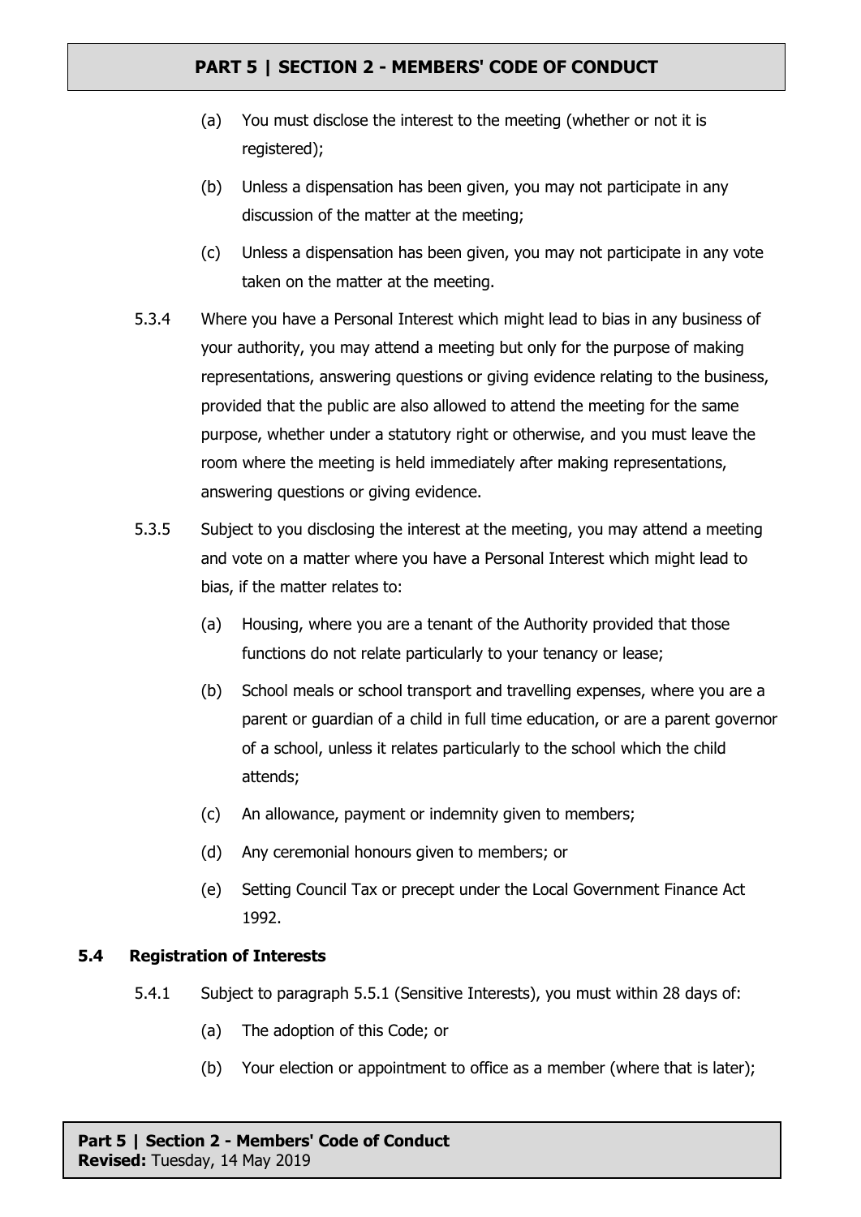(a) You must disclose the interest to the meeting (whether or not it is registered);

(b) Unless a dispensation has been given, you may not participate in any discussion of the matter at the meeting;

(c) Unless a dispensation has been given, you may not participate in any vote taken on the matter at the meeting.

5.3.4 Where you have a Personal Interest which might lead to bias in any business of your authority, you may attend a meeting but only for the purpose of making representations, answering questions or giving evidence relating to the business, provided that the public are also allowed to attend the meeting for the same purpose, whether under a statutory right or otherwise, and you must leave the room where the meeting is held immediately after making representations, answering questions or giving evidence.

5.3.5 Subject to you disclosing the interest at the meeting, you may attend a meeting and vote on a matter where you have a Personal Interest which might lead to bias, if the matter relates to:

(a) Housing, where you are a tenant of the Authority provided that those functions do not relate particularly to your tenancy or lease;

(b) School meals or school transport and travelling expenses, where you are a parent or guardian of a child in full time education, or are a parent governor of a school, unless it relates particularly to the school which the child attends;

(c) An allowance, payment or indemnity given to members;

(d) Any ceremonial honours given to members; or

(e) Setting Council Tax or precept under the Local Government Finance Act 1992.

### 5.4 Registration of Interests

5.4.1 Subject to paragraph 5.5.1 (Sensitive Interests), you must within 28 days of:

(a) The adoption of this Code; or

(b) Your election or appointment to office as a member (where that is later);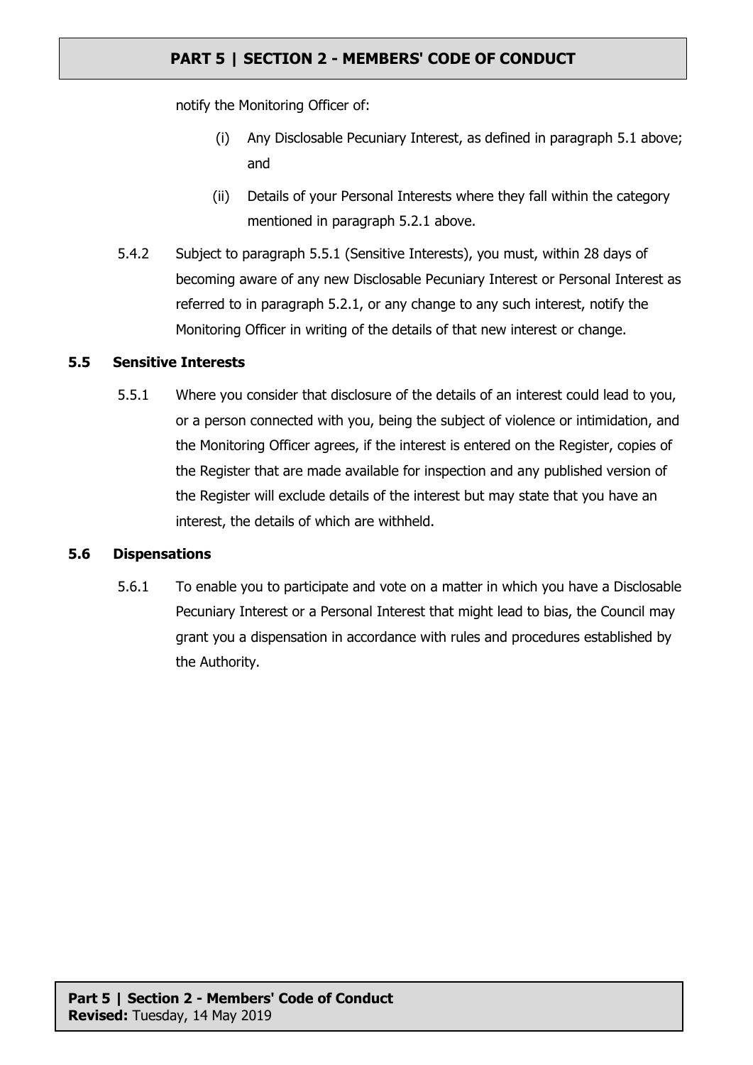notify the Monitoring Officer of:

(i) Any Disclosable Pecuniary Interest, as defined in paragraph 5.1 above; and

(ii) Details of your Personal Interests where they fall within the category mentioned in paragraph 5.2.1 above.

5.4.2 Subject to paragraph 5.5.1 (Sensitive Interests), you must, within 28 days of becoming aware of any new Disclosable Pecuniary Interest or Personal Interest as referred to in paragraph 5.2.1, or any change to any such interest, notify the Monitoring Officer in writing of the details of that new interest or change.

### 5.5 Sensitive Interests

5.5.1 Where you consider that disclosure of the details of an interest could lead to you, or a person connected with you, being the subject of violence or intimidation, and the Monitoring Officer agrees, if the interest is entered on the Register, copies of the Register that are made available for inspection and any published version of the Register will exclude details of the interest but may state that you have an interest, the details of which are withheld.

### 5.6 Dispensations

5.6.1 To enable you to participate and vote on a matter in which you have a Disclosable Pecuniary Interest or a Personal Interest that might lead to bias, the Council may grant you a dispensation in accordance with rules and procedures established by the Authority.